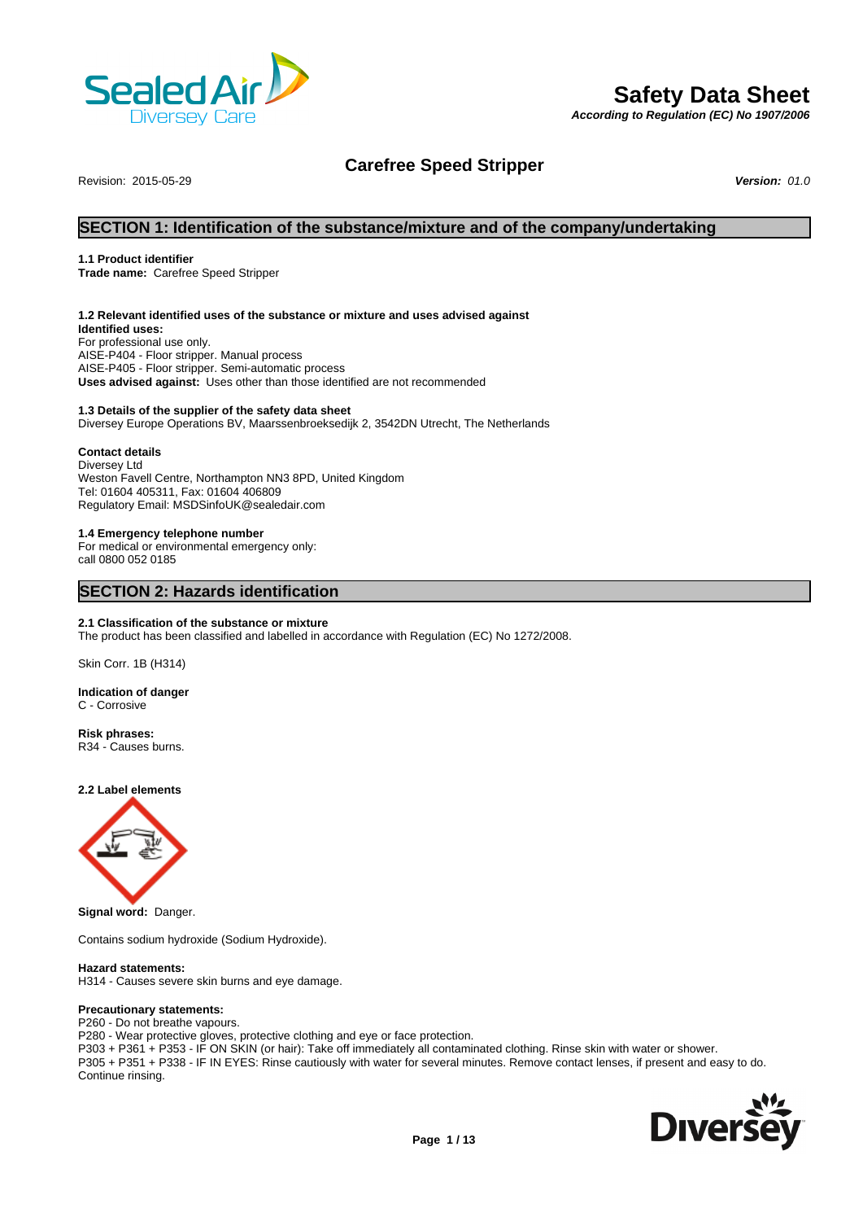# Safety Data Sheet

***According to Regulation (EC) No 1907/2006***

## Carefree Speed Stripper

Revision: 2015-05-29

***Version:*** *01.0*

## SECTION 1: Identification of the substance/mixture and of the company/undertaking

**1.1 Product identifier**
**Trade name:** Carefree Speed Stripper

**1.2 Relevant identified uses of the substance or mixture and uses advised against**
**Identified uses:**
For professional use only.
AISE-P404 - Floor stripper. Manual process
AISE-P405 - Floor stripper. Semi-automatic process
**Uses advised against:** Uses other than those identified are not recommended

**1.3 Details of the supplier of the safety data sheet**
Diversey Europe Operations BV, Maarssenbroeksedijk 2, 3542DN Utrecht, The Netherlands

**Contact details**
Diversey Ltd
Weston Favell Centre, Northampton NN3 8PD, United Kingdom
Tel: 01604 405311, Fax: 01604 406809
Regulatory Email: MSDSinfoUK@sealedair.com

**1.4 Emergency telephone number**
For medical or environmental emergency only:
call 0800 052 0185

## SECTION 2: Hazards identification

**2.1 Classification of the substance or mixture**
The product has been classified and labelled in accordance with Regulation (EC) No 1272/2008.

Skin Corr. 1B (H314)

**Indication of danger**
C - Corrosive

**Risk phrases:**
R34 - Causes burns.

**2.2 Label elements**

**Signal word:** Danger.

Contains sodium hydroxide (Sodium Hydroxide).

**Hazard statements:**
H314 - Causes severe skin burns and eye damage.

**Precautionary statements:**
P260 - Do not breathe vapours.
P280 - Wear protective gloves, protective clothing and eye or face protection.
P303 + P361 + P353 - IF ON SKIN (or hair): Take off immediately all contaminated clothing. Rinse skin with water or shower.
P305 + P351 + P338 - IF IN EYES: Rinse cautiously with water for several minutes. Remove contact lenses, if present and easy to do. Continue rinsing.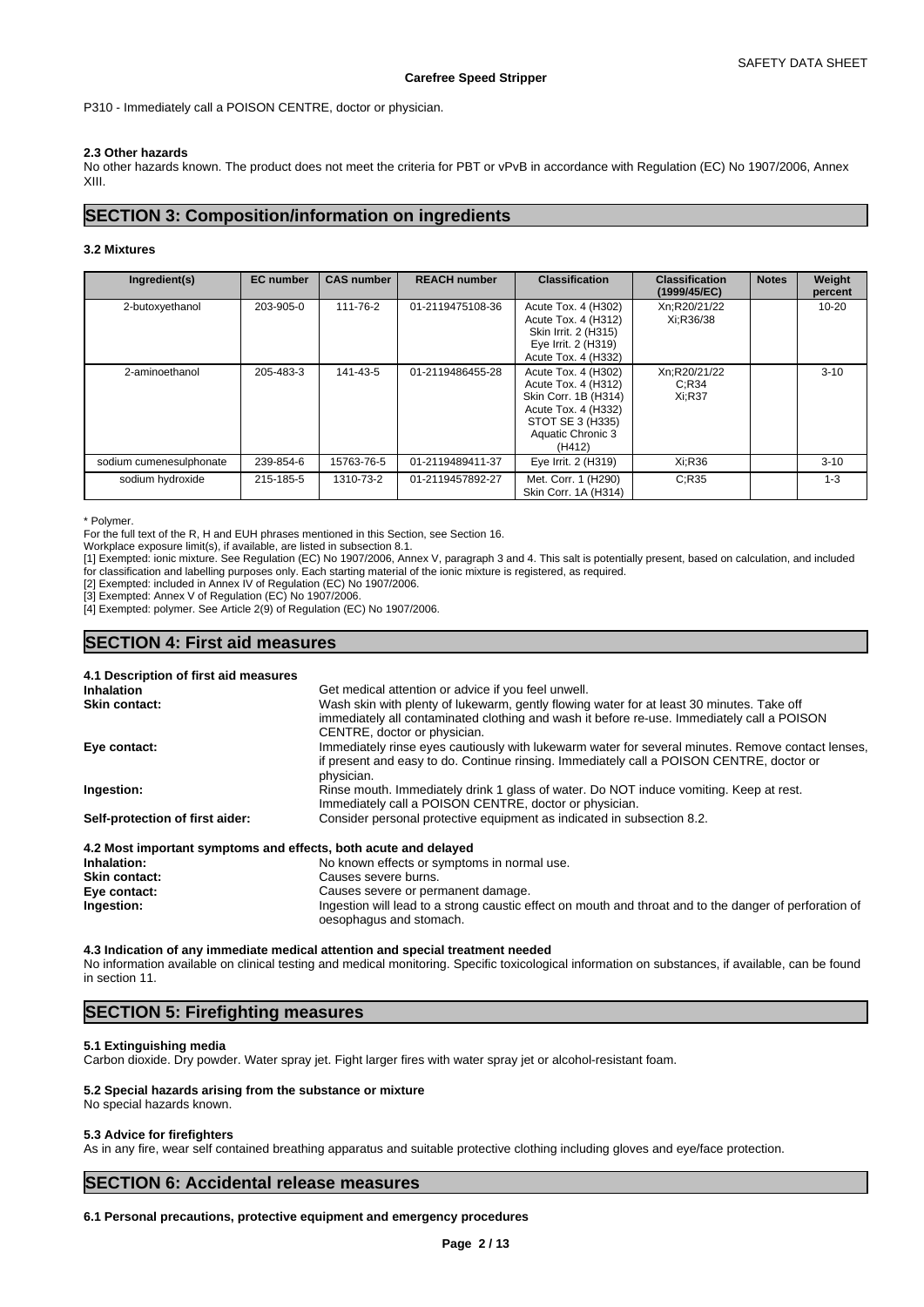P310 - Immediately call a POISON CENTRE, doctor or physician.

### 2.3 Other hazards

No other hazards known. The product does not meet the criteria for PBT or vPvB in accordance with Regulation (EC) No 1907/2006, Annex XIII.

## SECTION 3: Composition/information on ingredients

### 3.2 Mixtures

| Ingredient(s) | EC number | CAS number | REACH number | Classification | Classification (1999/45/EC) | Notes | Weight percent |
|---|---|---|---|---|---|---|---|
| 2-butoxyethanol | 203-905-0 | 111-76-2 | 01-2119475108-36 | Acute Tox. 4 (H302) Acute Tox. 4 (H312) Skin Irrit. 2 (H315) Eye Irrit. 2 (H319) Acute Tox. 4 (H332) | Xn;R20/21/22 Xi;R36/38 | | 10-20 |
| 2-aminoethanol | 205-483-3 | 141-43-5 | 01-2119486455-28 | Acute Tox. 4 (H302) Acute Tox. 4 (H312) Skin Corr. 1B (H314) Acute Tox. 4 (H332) STOT SE 3 (H335) Aquatic Chronic 3 (H412) | Xn;R20/21/22 C;R34 Xi;R37 | | 3-10 |
| sodium cumenesulphonate | 239-854-6 | 15763-76-5 | 01-2119489411-37 | Eye Irrit. 2 (H319) | Xi;R36 | | 3-10 |
| sodium hydroxide | 215-185-5 | 1310-73-2 | 01-2119457892-27 | Met. Corr. 1 (H290) Skin Corr. 1A (H314) | C;R35 | | 1-3 |

\* Polymer.

For the full text of the R, H and EUH phrases mentioned in this Section, see Section 16.

Workplace exposure limit(s), if available, are listed in subsection 8.1.

[1] Exempted: ionic mixture. See Regulation (EC) No 1907/2006, Annex V, paragraph 3 and 4. This salt is potentially present, based on calculation, and included for classification and labelling purposes only. Each starting material of the ionic mixture is registered, as required.

[2] Exempted: included in Annex IV of Regulation (EC) No 1907/2006.

[3] Exempted: Annex V of Regulation (EC) No 1907/2006.

[4] Exempted: polymer. See Article 2(9) of Regulation (EC) No 1907/2006.

## SECTION 4: First aid measures

### 4.1 Description of first aid measures

**Inhalation**
Get medical attention or advice if you feel unwell.

**Skin contact:**
Wash skin with plenty of lukewarm, gently flowing water for at least 30 minutes. Take off immediately all contaminated clothing and wash it before re-use. Immediately call a POISON CENTRE, doctor or physician.

**Eye contact:**
Immediately rinse eyes cautiously with lukewarm water for several minutes. Remove contact lenses, if present and easy to do. Continue rinsing. Immediately call a POISON CENTRE, doctor or physician.

**Ingestion:**
Rinse mouth. Immediately drink 1 glass of water. Do NOT induce vomiting. Keep at rest. Immediately call a POISON CENTRE, doctor or physician.

**Self-protection of first aider:**
Consider personal protective equipment as indicated in subsection 8.2.

### 4.2 Most important symptoms and effects, both acute and delayed

**Inhalation:**
No known effects or symptoms in normal use.

**Skin contact:**
Causes severe burns.

**Eye contact:**
Causes severe or permanent damage.

**Ingestion:**
Ingestion will lead to a strong caustic effect on mouth and throat and to the danger of perforation of oesophagus and stomach.

### 4.3 Indication of any immediate medical attention and special treatment needed

No information available on clinical testing and medical monitoring. Specific toxicological information on substances, if available, can be found in section 11.

## SECTION 5: Firefighting measures

### 5.1 Extinguishing media

Carbon dioxide. Dry powder. Water spray jet. Fight larger fires with water spray jet or alcohol-resistant foam.

### 5.2 Special hazards arising from the substance or mixture

No special hazards known.

### 5.3 Advice for firefighters

As in any fire, wear self contained breathing apparatus and suitable protective clothing including gloves and eye/face protection.

## SECTION 6: Accidental release measures

### 6.1 Personal precautions, protective equipment and emergency procedures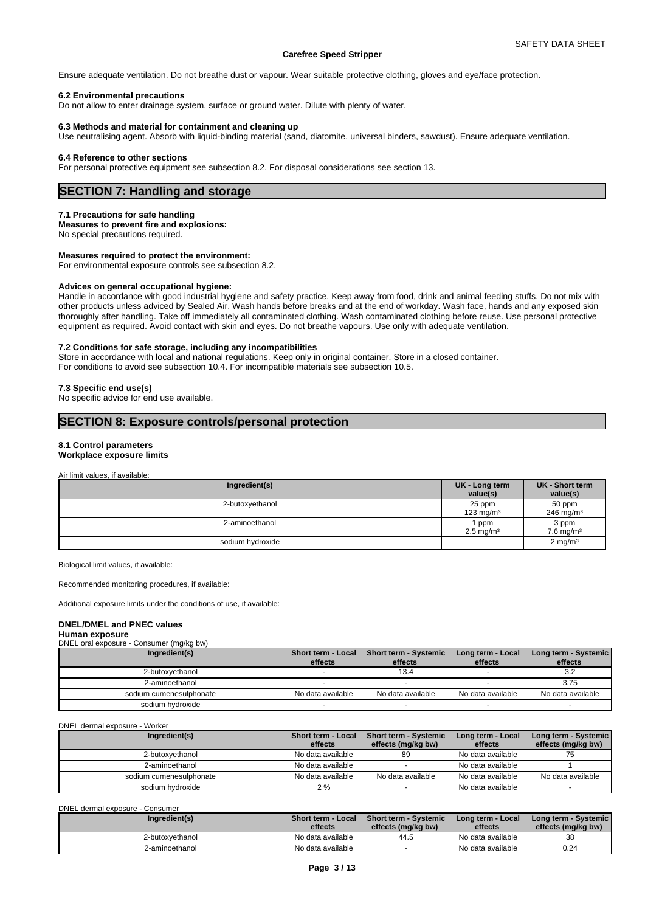Ensure adequate ventilation. Do not breathe dust or vapour. Wear suitable protective clothing, gloves and eye/face protection.

**6.2 Environmental precautions**
Do not allow to enter drainage system, surface or ground water. Dilute with plenty of water.

**6.3 Methods and material for containment and cleaning up**
Use neutralising agent. Absorb with liquid-binding material (sand, diatomite, universal binders, sawdust). Ensure adequate ventilation.

**6.4 Reference to other sections**
For personal protective equipment see subsection 8.2. For disposal considerations see section 13.

## SECTION 7: Handling and storage

**7.1 Precautions for safe handling**
**Measures to prevent fire and explosions:**
No special precautions required.

**Measures required to protect the environment:**
For environmental exposure controls see subsection 8.2.

**Advices on general occupational hygiene:**
Handle in accordance with good industrial hygiene and safety practice. Keep away from food, drink and animal feeding stuffs. Do not mix with other products unless adviced by Sealed Air. Wash hands before breaks and at the end of workday. Wash face, hands and any exposed skin thoroughly after handling. Take off immediately all contaminated clothing. Wash contaminated clothing before reuse. Use personal protective equipment as required. Avoid contact with skin and eyes. Do not breathe vapours. Use only with adequate ventilation.

**7.2 Conditions for safe storage, including any incompatibilities**
Store in accordance with local and national regulations. Keep only in original container. Store in a closed container.
For conditions to avoid see subsection 10.4. For incompatible materials see subsection 10.5.

**7.3 Specific end use(s)**
No specific advice for end use available.

## SECTION 8: Exposure controls/personal protection

**8.1 Control parameters**
**Workplace exposure limits**

Air limit values, if available:

| Ingredient(s) | UK - Long term value(s) | UK - Short term value(s) |
|---|---|---|
| 2-butoxyethanol | 25 ppm<br>123 mg/m³ | 50 ppm<br>246 mg/m³ |
| 2-aminoethanol | 1 ppm<br>2.5 mg/m³ | 3 ppm<br>7.6 mg/m³ |
| sodium hydroxide | | 2 mg/m³ |

Biological limit values, if available:

Recommended monitoring procedures, if available:

Additional exposure limits under the conditions of use, if available:

**DNEL/DMEL and PNEC values**
**Human exposure**
DNEL oral exposure - Consumer (mg/kg bw)

| Ingredient(s) | Short term - Local effects | Short term - Systemic effects | Long term - Local effects | Long term - Systemic effects |
|---|---|---|---|---|
| 2-butoxyethanol | - | 13.4 | - | 3.2 |
| 2-aminoethanol | - | - | - | 3.75 |
| sodium cumenesulphonate | No data available | No data available | No data available | No data available |
| sodium hydroxide | - | - | - | - |

DNEL dermal exposure - Worker

| Ingredient(s) | Short term - Local effects | Short term - Systemic effects (mg/kg bw) | Long term - Local effects | Long term - Systemic effects (mg/kg bw) |
|---|---|---|---|---|
| 2-butoxyethanol | No data available | 89 | No data available | 75 |
| 2-aminoethanol | No data available | - | No data available | 1 |
| sodium cumenesulphonate | No data available | No data available | No data available | No data available |
| sodium hydroxide | 2 % | - | No data available | - |

DNEL dermal exposure - Consumer

| Ingredient(s) | Short term - Local effects | Short term - Systemic effects (mg/kg bw) | Long term - Local effects | Long term - Systemic effects (mg/kg bw) |
|---|---|---|---|---|
| 2-butoxyethanol | No data available | 44.5 | No data available | 38 |
| 2-aminoethanol | No data available | - | No data available | 0.24 |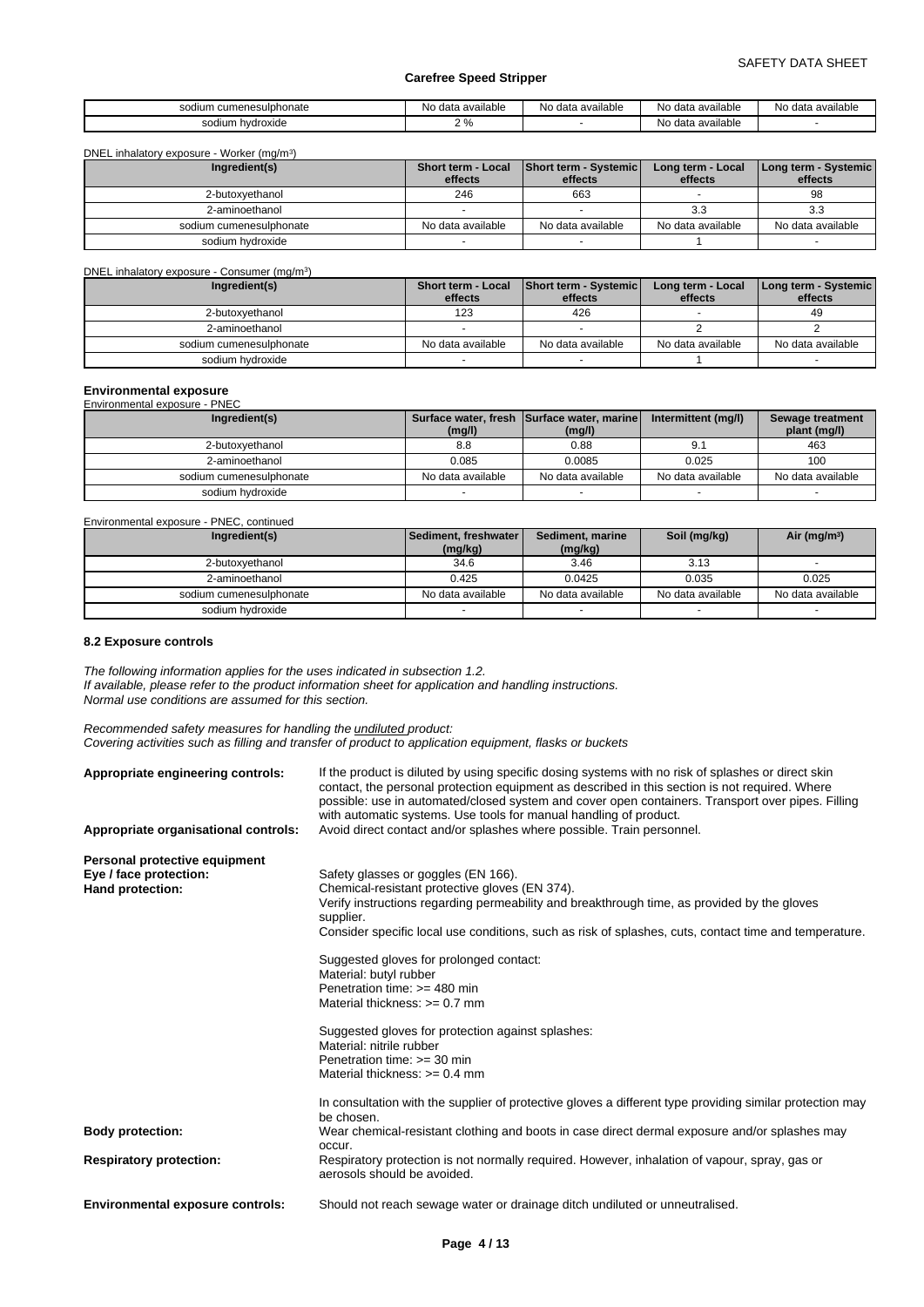| sodium cumenesulphonate | No data available | No data available | No data available | No data available |
|---|---|---|---|---|
| sodium hydroxide | 2 % | - | No data available | - |

DNEL inhalatory exposure - Worker (mg/m³)

| Ingredient(s) | Short term - Local effects | Short term - Systemic effects | Long term - Local effects | Long term - Systemic effects |
|---|---|---|---|---|
| 2-butoxyethanol | 246 | 663 | - | 98 |
| 2-aminoethanol | - | - | 3.3 | 3.3 |
| sodium cumenesulphonate | No data available | No data available | No data available | No data available |
| sodium hydroxide | - | - | 1 | - |

DNEL inhalatory exposure - Consumer (mg/m³)

| Ingredient(s) | Short term - Local effects | Short term - Systemic effects | Long term - Local effects | Long term - Systemic effects |
|---|---|---|---|---|
| 2-butoxyethanol | 123 | 426 | - | 49 |
| 2-aminoethanol | - | - | 2 | 2 |
| sodium cumenesulphonate | No data available | No data available | No data available | No data available |
| sodium hydroxide | - | - | 1 | - |

**Environmental exposure**

Environmental exposure - PNEC

| Ingredient(s) | Surface water, fresh (mg/l) | Surface water, marine (mg/l) | Intermittent (mg/l) | Sewage treatment plant (mg/l) |
|---|---|---|---|---|
| 2-butoxyethanol | 8.8 | 0.88 | 9.1 | 463 |
| 2-aminoethanol | 0.085 | 0.0085 | 0.025 | 100 |
| sodium cumenesulphonate | No data available | No data available | No data available | No data available |
| sodium hydroxide | - | - | - | - |

Environmental exposure - PNEC, continued

| Ingredient(s) | Sediment, freshwater (mg/kg) | Sediment, marine (mg/kg) | Soil (mg/kg) | Air (mg/m³) |
|---|---|---|---|---|
| 2-butoxyethanol | 34.6 | 3.46 | 3.13 | - |
| 2-aminoethanol | 0.425 | 0.0425 | 0.035 | 0.025 |
| sodium cumenesulphonate | No data available | No data available | No data available | No data available |
| sodium hydroxide | - | - | - | - |

### 8.2 Exposure controls

*The following information applies for the uses indicated in subsection 1.2.*
*If available, please refer to the product information sheet for application and handling instructions.*
*Normal use conditions are assumed for this section.*

*Recommended safety measures for handling the undiluted product:*
*Covering activities such as filling and transfer of product to application equipment, flasks or buckets*

**Appropriate engineering controls:** If the product is diluted by using specific dosing systems with no risk of splashes or direct skin contact, the personal protection equipment as described in this section is not required. Where possible: use in automated/closed system and cover open containers. Transport over pipes. Filling with automatic systems. Use tools for manual handling of product.

**Appropriate organisational controls:** Avoid direct contact and/or splashes where possible. Train personnel.

**Personal protective equipment**

**Eye / face protection:** Safety glasses or goggles (EN 166).

**Hand protection:** Chemical-resistant protective gloves (EN 374).
Verify instructions regarding permeability and breakthrough time, as provided by the gloves supplier.
Consider specific local use conditions, such as risk of splashes, cuts, contact time and temperature.

Suggested gloves for prolonged contact:
Material: butyl rubber
Penetration time: >= 480 min
Material thickness: >= 0.7 mm

Suggested gloves for protection against splashes:
Material: nitrile rubber
Penetration time: >= 30 min
Material thickness: >= 0.4 mm

In consultation with the supplier of protective gloves a different type providing similar protection may be chosen.

**Body protection:** Wear chemical-resistant clothing and boots in case direct dermal exposure and/or splashes may occur.

**Respiratory protection:** Respiratory protection is not normally required. However, inhalation of vapour, spray, gas or aerosols should be avoided.

**Environmental exposure controls:** Should not reach sewage water or drainage ditch undiluted or unneutralised.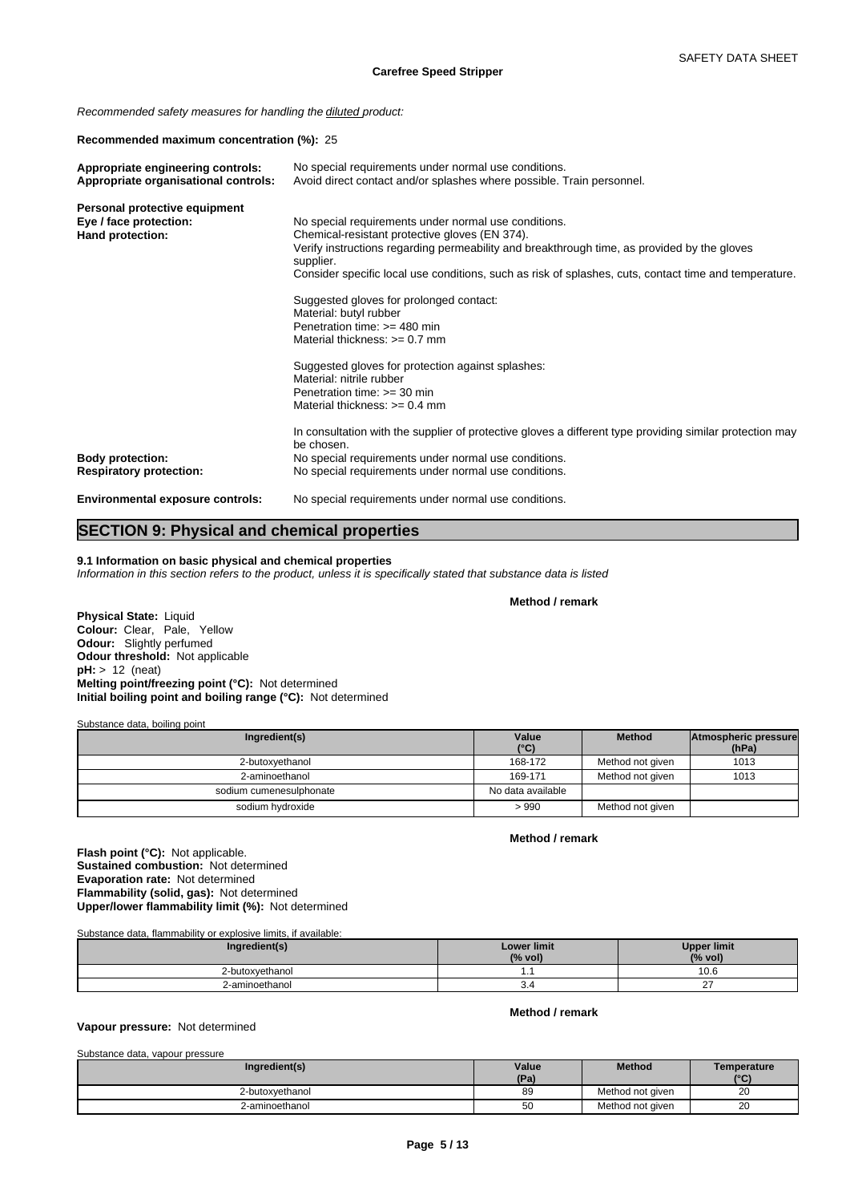*Recommended safety measures for handling the diluted product:*

**Recommended maximum concentration (%):** 25

**Appropriate engineering controls:** No special requirements under normal use conditions.
**Appropriate organisational controls:** Avoid direct contact and/or splashes where possible. Train personnel.

**Personal protective equipment**
**Eye / face protection:** No special requirements under normal use conditions.
**Hand protection:** Chemical-resistant protective gloves (EN 374).
Verify instructions regarding permeability and breakthrough time, as provided by the gloves supplier.
Consider specific local use conditions, such as risk of splashes, cuts, contact time and temperature.

Suggested gloves for prolonged contact:
Material: butyl rubber
Penetration time: >= 480 min
Material thickness: >= 0.7 mm

Suggested gloves for protection against splashes:
Material: nitrile rubber
Penetration time: >= 30 min
Material thickness: >= 0.4 mm

In consultation with the supplier of protective gloves a different type providing similar protection may be chosen.
**Body protection:** No special requirements under normal use conditions.
**Respiratory protection:** No special requirements under normal use conditions.

**Environmental exposure controls:** No special requirements under normal use conditions.

## SECTION 9: Physical and chemical properties

**9.1 Information on basic physical and chemical properties**
*Information in this section refers to the product, unless it is specifically stated that substance data is listed*

**Method / remark**

**Physical State:** Liquid
**Colour:** Clear, Pale, Yellow
**Odour:** Slightly perfumed
**Odour threshold:** Not applicable
**pH:** > 12 (neat)
**Melting point/freezing point (°C):** Not determined
**Initial boiling point and boiling range (°C):** Not determined

Substance data, boiling point

| Ingredient(s) | Value (°C) | Method | Atmospheric pressure (hPa) |
|---|---|---|---|
| 2-butoxyethanol | 168-172 | Method not given | 1013 |
| 2-aminoethanol | 169-171 | Method not given | 1013 |
| sodium cumenesulphonate | No data available | | |
| sodium hydroxide | > 990 | Method not given | |

**Method / remark**

**Flash point (°C):** Not applicable.
**Sustained combustion:** Not determined
**Evaporation rate:** Not determined
**Flammability (solid, gas):** Not determined
**Upper/lower flammability limit (%):** Not determined

Substance data, flammability or explosive limits, if available:

| Ingredient(s) | Lower limit (% vol) | Upper limit (% vol) |
|---|---|---|
| 2-butoxyethanol | 1.1 | 10.6 |
| 2-aminoethanol | 3.4 | 27 |

**Method / remark**

**Vapour pressure:** Not determined

Substance data, vapour pressure

| Ingredient(s) | Value (Pa) | Method | Temperature (°C) |
|---|---|---|---|
| 2-butoxyethanol | 89 | Method not given | 20 |
| 2-aminoethanol | 50 | Method not given | 20 |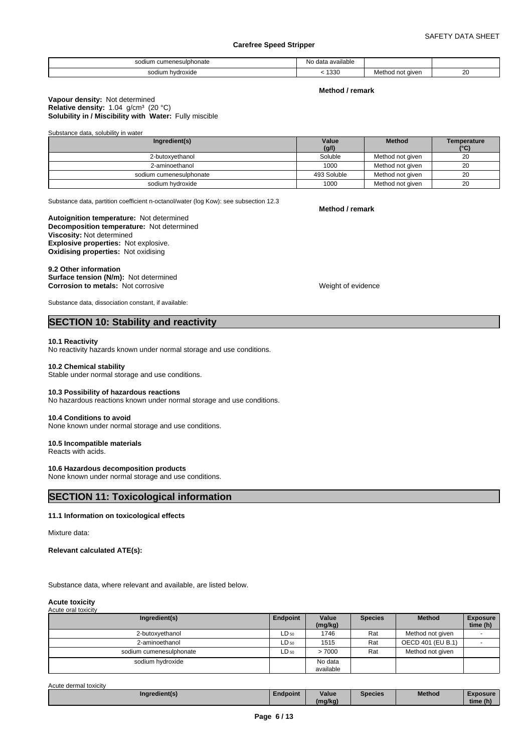| sodium cumenesulphonate | No data available | | |
|---|---|---|---|
| sodium hydroxide | < 1330 | Method not given | 20 |

**Method / remark**

**Vapour density:** Not determined
**Relative density:** 1.04 g/cm³ (20 °C)
**Solubility in / Miscibility with Water:** Fully miscible

Substance data, solubility in water

| Ingredient(s) | Value (g/l) | Method | Temperature (°C) |
|---|---|---|---|
| 2-butoxyethanol | Soluble | Method not given | 20 |
| 2-aminoethanol | 1000 | Method not given | 20 |
| sodium cumenesulphonate | 493 Soluble | Method not given | 20 |
| sodium hydroxide | 1000 | Method not given | 20 |

Substance data, partition coefficient n-octanol/water (log Kow): see subsection 12.3

**Method / remark**

**Autoignition temperature:** Not determined
**Decomposition temperature:** Not determined
**Viscosity:** Not determined
**Explosive properties:** Not explosive.
**Oxidising properties:** Not oxidising

**9.2 Other information**
**Surface tension (N/m):** Not determined
**Corrosion to metals:** Not corrosive — Weight of evidence

Substance data, dissociation constant, if available:

## SECTION 10: Stability and reactivity

**10.1 Reactivity**
No reactivity hazards known under normal storage and use conditions.

**10.2 Chemical stability**
Stable under normal storage and use conditions.

**10.3 Possibility of hazardous reactions**
No hazardous reactions known under normal storage and use conditions.

**10.4 Conditions to avoid**
None known under normal storage and use conditions.

**10.5 Incompatible materials**
Reacts with acids.

**10.6 Hazardous decomposition products**
None known under normal storage and use conditions.

## SECTION 11: Toxicological information

**11.1 Information on toxicological effects**

Mixture data:

**Relevant calculated ATE(s):**

Substance data, where relevant and available, are listed below.

**Acute toxicity**

Acute oral toxicity

| Ingredient(s) | Endpoint | Value (mg/kg) | Species | Method | Exposure time (h) |
|---|---|---|---|---|---|
| 2-butoxyethanol | $LD_{50}$ | 1746 | Rat | Method not given | - |
| 2-aminoethanol | $LD_{50}$ | 1515 | Rat | OECD 401 (EU B.1) | - |
| sodium cumenesulphonate | $LD_{50}$ | > 7000 | Rat | Method not given | |
| sodium hydroxide | | No data available | | | |

Acute dermal toxicity

| Ingredient(s) | Endpoint | Value (mg/kg) | Species | Method | Exposure time (h) |
|---|---|---|---|---|---|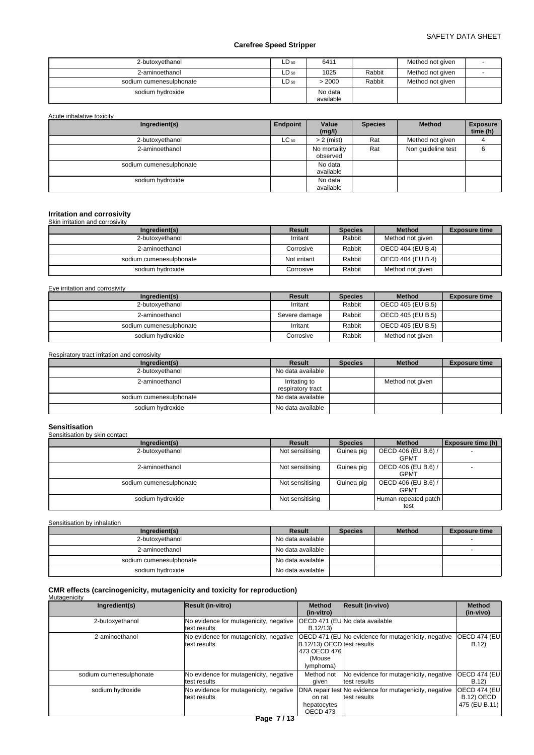| 2-butoxyethanol | $LD_{50}$ | 6411 | | Method not given | - |
|---|---|---|---|---|---|
| 2-aminoethanol | $LD_{50}$ | 1025 | Rabbit | Method not given | - |
| sodium cumenesulphonate | $LD_{50}$ | > 2000 | Rabbit | Method not given | |
| sodium hydroxide | | No data available | | | |

Acute inhalative toxicity

| Ingredient(s) | Endpoint | Value (mg/l) | Species | Method | Exposure time (h) |
|---|---|---|---|---|---|
| 2-butoxyethanol | $LC_{50}$ | > 2 (mist) | Rat | Method not given | 4 |
| 2-aminoethanol | | No mortality observed | Rat | Non guideline test | 6 |
| sodium cumenesulphonate | | No data available | | | |
| sodium hydroxide | | No data available | | | |

### Irritation and corrosivity

Skin irritation and corrosivity

| Ingredient(s) | Result | Species | Method | Exposure time |
|---|---|---|---|---|
| 2-butoxyethanol | Irritant | Rabbit | Method not given | |
| 2-aminoethanol | Corrosive | Rabbit | OECD 404 (EU B.4) | |
| sodium cumenesulphonate | Not irritant | Rabbit | OECD 404 (EU B.4) | |
| sodium hydroxide | Corrosive | Rabbit | Method not given | |

Eye irritation and corrosivity

| Ingredient(s) | Result | Species | Method | Exposure time |
|---|---|---|---|---|
| 2-butoxyethanol | Irritant | Rabbit | OECD 405 (EU B.5) | |
| 2-aminoethanol | Severe damage | Rabbit | OECD 405 (EU B.5) | |
| sodium cumenesulphonate | Irritant | Rabbit | OECD 405 (EU B.5) | |
| sodium hydroxide | Corrosive | Rabbit | Method not given | |

Respiratory tract irritation and corrosivity

| Ingredient(s) | Result | Species | Method | Exposure time |
|---|---|---|---|---|
| 2-butoxyethanol | No data available | | | |
| 2-aminoethanol | Irritating to respiratory tract | | Method not given | |
| sodium cumenesulphonate | No data available | | | |
| sodium hydroxide | No data available | | | |

### Sensitisation

Sensitisation by skin contact

| Ingredient(s) | Result | Species | Method | Exposure time (h) |
|---|---|---|---|---|
| 2-butoxyethanol | Not sensitising | Guinea pig | OECD 406 (EU B.6) / GPMT | - |
| 2-aminoethanol | Not sensitising | Guinea pig | OECD 406 (EU B.6) / GPMT | - |
| sodium cumenesulphonate | Not sensitising | Guinea pig | OECD 406 (EU B.6) / GPMT | |
| sodium hydroxide | Not sensitising | | Human repeated patch test | |

Sensitisation by inhalation

| Ingredient(s) | Result | Species | Method | Exposure time |
|---|---|---|---|---|
| 2-butoxyethanol | No data available | | | - |
| 2-aminoethanol | No data available | | | - |
| sodium cumenesulphonate | No data available | | | |
| sodium hydroxide | No data available | | | |

### CMR effects (carcinogenicity, mutagenicity and toxicity for reproduction)

Mutagenicity

| Ingredient(s) | Result (in-vitro) | Method (in-vitro) | Result (in-vivo) | Method (in-vivo) |
|---|---|---|---|---|
| 2-butoxyethanol | No evidence for mutagenicity, negative test results | OECD 471 (EU B.12/13) | No data available | |
| 2-aminoethanol | No evidence for mutagenicity, negative test results | OECD 471 (EU B.12/13) OECD 473 OECD 476 (Mouse lymphoma) | No evidence for mutagenicity, negative test results | OECD 474 (EU B.12) |
| sodium cumenesulphonate | No evidence for mutagenicity, negative test results | Method not given | No evidence for mutagenicity, negative test results | OECD 474 (EU B.12) |
| sodium hydroxide | No evidence for mutagenicity, negative test results | DNA repair test on rat hepatocytes OECD 473 | No evidence for mutagenicity, negative test results | OECD 474 (EU B.12) OECD 475 (EU B.11) |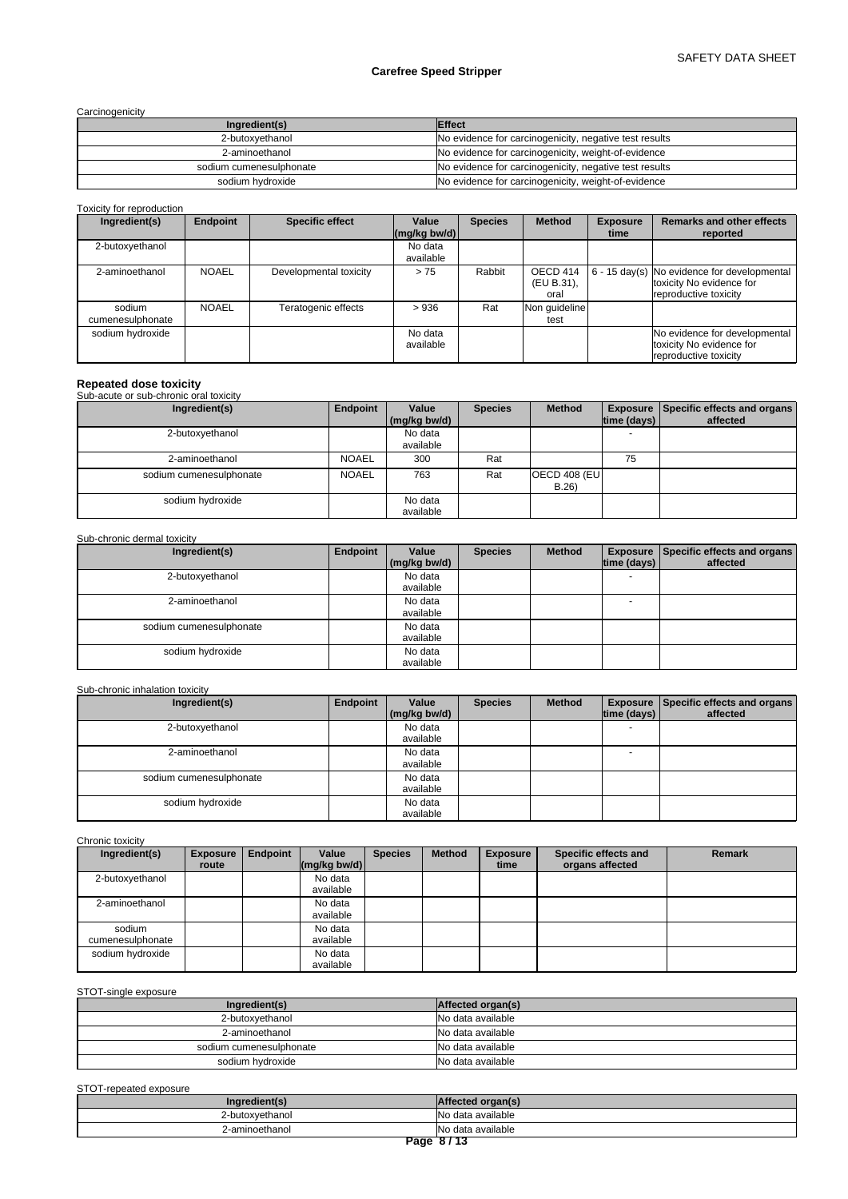Carcinogenicity

| Ingredient(s) | Effect |
| --- | --- |
| 2-butoxyethanol | No evidence for carcinogenicity, negative test results |
| 2-aminoethanol | No evidence for carcinogenicity, weight-of-evidence |
| sodium cumenesulphonate | No evidence for carcinogenicity, negative test results |
| sodium hydroxide | No evidence for carcinogenicity, weight-of-evidence |

Toxicity for reproduction

| Ingredient(s) | Endpoint | Specific effect | Value (mg/kg bw/d) | Species | Method | Exposure time | Remarks and other effects reported |
| --- | --- | --- | --- | --- | --- | --- | --- |
| 2-butoxyethanol | | | No data available | | | | |
| 2-aminoethanol | NOAEL | Developmental toxicity | > 75 | Rabbit | OECD 414 (EU B.31), oral | 6 - 15 day(s) | No evidence for developmental toxicity No evidence for reproductive toxicity |
| sodium cumenesulphonate | NOAEL | Teratogenic effects | > 936 | Rat | Non guideline test | | |
| sodium hydroxide | | | No data available | | | | No evidence for developmental toxicity No evidence for reproductive toxicity |

## Repeated dose toxicity

Sub-acute or sub-chronic oral toxicity

| Ingredient(s) | Endpoint | Value (mg/kg bw/d) | Species | Method | Exposure time (days) | Specific effects and organs affected |
| --- | --- | --- | --- | --- | --- | --- |
| 2-butoxyethanol | | No data available | | | - | |
| 2-aminoethanol | NOAEL | 300 | Rat | | 75 | |
| sodium cumenesulphonate | NOAEL | 763 | Rat | OECD 408 (EU B.26) | | |
| sodium hydroxide | | No data available | | | | |

Sub-chronic dermal toxicity

| Ingredient(s) | Endpoint | Value (mg/kg bw/d) | Species | Method | Exposure time (days) | Specific effects and organs affected |
| --- | --- | --- | --- | --- | --- | --- |
| 2-butoxyethanol | | No data available | | | - | |
| 2-aminoethanol | | No data available | | | - | |
| sodium cumenesulphonate | | No data available | | | | |
| sodium hydroxide | | No data available | | | | |

Sub-chronic inhalation toxicity

| Ingredient(s) | Endpoint | Value (mg/kg bw/d) | Species | Method | Exposure time (days) | Specific effects and organs affected |
| --- | --- | --- | --- | --- | --- | --- |
| 2-butoxyethanol | | No data available | | | - | |
| 2-aminoethanol | | No data available | | | - | |
| sodium cumenesulphonate | | No data available | | | | |
| sodium hydroxide | | No data available | | | | |

Chronic toxicity

| Ingredient(s) | Exposure route | Endpoint | Value (mg/kg bw/d) | Species | Method | Exposure time | Specific effects and organs affected | Remark |
| --- | --- | --- | --- | --- | --- | --- | --- | --- |
| 2-butoxyethanol | | | No data available | | | | | |
| 2-aminoethanol | | | No data available | | | | | |
| sodium cumenesulphonate | | | No data available | | | | | |
| sodium hydroxide | | | No data available | | | | | |

STOT-single exposure

| Ingredient(s) | Affected organ(s) |
| --- | --- |
| 2-butoxyethanol | No data available |
| 2-aminoethanol | No data available |
| sodium cumenesulphonate | No data available |
| sodium hydroxide | No data available |

STOT-repeated exposure

| Ingredient(s) | Affected organ(s) |
| --- | --- |
| 2-butoxyethanol | No data available |
| 2-aminoethanol | No data available |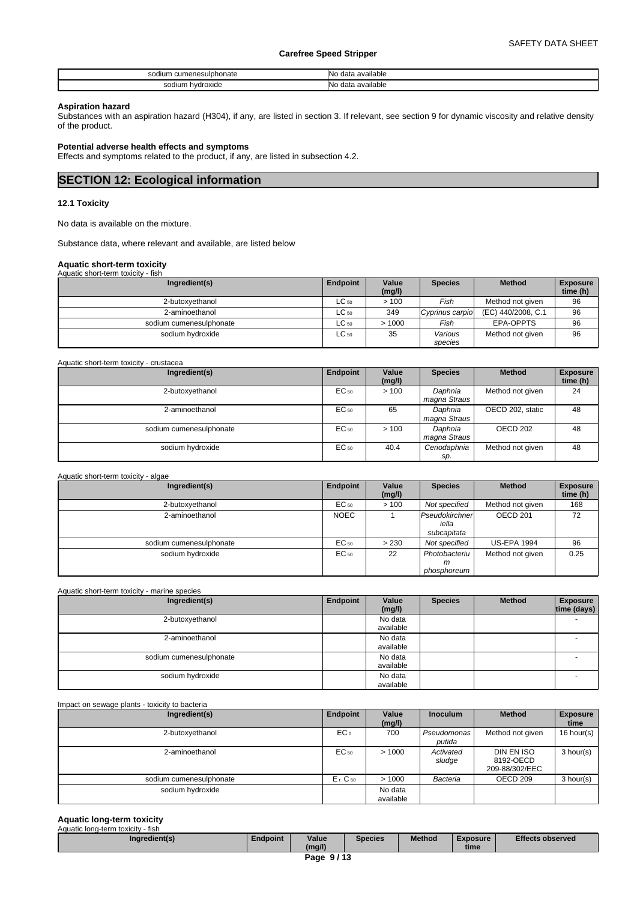| sodium cumenesulphonate | No data available |
| --- | --- |
| sodium hydroxide | No data available |

**Aspiration hazard**
Substances with an aspiration hazard (H304), if any, are listed in section 3. If relevant, see section 9 for dynamic viscosity and relative density of the product.

**Potential adverse health effects and symptoms**
Effects and symptoms related to the product, if any, are listed in subsection 4.2.

## SECTION 12: Ecological information

### 12.1 Toxicity

No data is available on the mixture.

Substance data, where relevant and available, are listed below

**Aquatic short-term toxicity**

Aquatic short-term toxicity - fish

| Ingredient(s) | Endpoint | Value (mg/l) | Species | Method | Exposure time (h) |
| --- | --- | --- | --- | --- | --- |
| 2-butoxyethanol | $LC_{50}$ | > 100 | *Fish* | Method not given | 96 |
| 2-aminoethanol | $LC_{50}$ | 349 | *Cyprinus carpio* | (EC) 440/2008, C.1 | 96 |
| sodium cumenesulphonate | $LC_{50}$ | > 1000 | *Fish* | EPA-OPPTS | 96 |
| sodium hydroxide | $LC_{50}$ | 35 | *Various species* | Method not given | 96 |

Aquatic short-term toxicity - crustacea

| Ingredient(s) | Endpoint | Value (mg/l) | Species | Method | Exposure time (h) |
| --- | --- | --- | --- | --- | --- |
| 2-butoxyethanol | $EC_{50}$ | > 100 | *Daphnia magna Straus* | Method not given | 24 |
| 2-aminoethanol | $EC_{50}$ | 65 | *Daphnia magna Straus* | OECD 202, static | 48 |
| sodium cumenesulphonate | $EC_{50}$ | > 100 | *Daphnia magna Straus* | OECD 202 | 48 |
| sodium hydroxide | $EC_{50}$ | 40.4 | *Ceriodaphnia sp.* | Method not given | 48 |

Aquatic short-term toxicity - algae

| Ingredient(s) | Endpoint | Value (mg/l) | Species | Method | Exposure time (h) |
| --- | --- | --- | --- | --- | --- |
| 2-butoxyethanol | $EC_{50}$ | > 100 | *Not specified* | Method not given | 168 |
| 2-aminoethanol | NOEC | 1 | *Pseudokirchneriella subcapitata* | OECD 201 | 72 |
| sodium cumenesulphonate | $EC_{50}$ | > 230 | *Not specified* | US-EPA 1994 | 96 |
| sodium hydroxide | $EC_{50}$ | 22 | *Photobacterium phosphoreum* | Method not given | 0.25 |

Aquatic short-term toxicity - marine species

| Ingredient(s) | Endpoint | Value (mg/l) | Species | Method | Exposure time (days) |
| --- | --- | --- | --- | --- | --- |
| 2-butoxyethanol | | No data available | | | - |
| 2-aminoethanol | | No data available | | | - |
| sodium cumenesulphonate | | No data available | | | - |
| sodium hydroxide | | No data available | | | - |

Impact on sewage plants - toxicity to bacteria

| Ingredient(s) | Endpoint | Value (mg/l) | Inoculum | Method | Exposure time |
| --- | --- | --- | --- | --- | --- |
| 2-butoxyethanol | $EC_{0}$ | 700 | *Pseudomonas putida* | Method not given | 16 hour(s) |
| 2-aminoethanol | $EC_{50}$ | > 1000 | *Activated sludge* | DIN EN ISO 8192-OECD 209-88/302/EEC | 3 hour(s) |
| sodium cumenesulphonate | $E_rC_{50}$ | > 1000 | *Bacteria* | OECD 209 | 3 hour(s) |
| sodium hydroxide | | No data available | | | |

**Aquatic long-term toxicity**

Aquatic long-term toxicity - fish

| Ingredient(s) | Endpoint | Value (mg/l) | Species | Method | Exposure time | Effects observed |
| --- | --- | --- | --- | --- | --- | --- |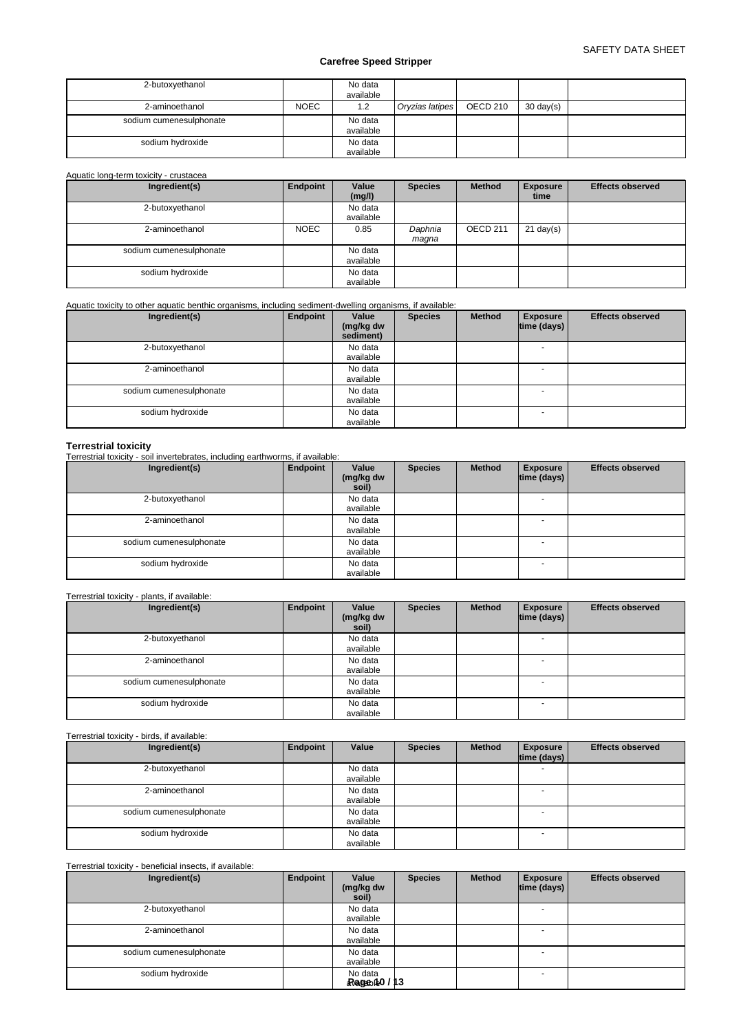| | | | | | | |
|---|---|---|---|---|---|---|
| 2-butoxyethanol | | No data available | | | | |
| 2-aminoethanol | NOEC | 1.2 | *Oryzias latipes* | OECD 210 | 30 day(s) | |
| sodium cumenesulphonate | | No data available | | | | |
| sodium hydroxide | | No data available | | | | |

Aquatic long-term toxicity - crustacea

| Ingredient(s) | Endpoint | Value (mg/l) | Species | Method | Exposure time | Effects observed |
|---|---|---|---|---|---|---|
| 2-butoxyethanol | | No data available | | | | |
| 2-aminoethanol | NOEC | 0.85 | *Daphnia magna* | OECD 211 | 21 day(s) | |
| sodium cumenesulphonate | | No data available | | | | |
| sodium hydroxide | | No data available | | | | |

Aquatic toxicity to other aquatic benthic organisms, including sediment-dwelling organisms, if available:

| Ingredient(s) | Endpoint | Value (mg/kg dw sediment) | Species | Method | Exposure time (days) | Effects observed |
|---|---|---|---|---|---|---|
| 2-butoxyethanol | | No data available | | | - | |
| 2-aminoethanol | | No data available | | | - | |
| sodium cumenesulphonate | | No data available | | | - | |
| sodium hydroxide | | No data available | | | - | |

**Terrestrial toxicity**

Terrestrial toxicity - soil invertebrates, including earthworms, if available:

| Ingredient(s) | Endpoint | Value (mg/kg dw soil) | Species | Method | Exposure time (days) | Effects observed |
|---|---|---|---|---|---|---|
| 2-butoxyethanol | | No data available | | | - | |
| 2-aminoethanol | | No data available | | | - | |
| sodium cumenesulphonate | | No data available | | | - | |
| sodium hydroxide | | No data available | | | - | |

Terrestrial toxicity - plants, if available:

| Ingredient(s) | Endpoint | Value (mg/kg dw soil) | Species | Method | Exposure time (days) | Effects observed |
|---|---|---|---|---|---|---|
| 2-butoxyethanol | | No data available | | | - | |
| 2-aminoethanol | | No data available | | | - | |
| sodium cumenesulphonate | | No data available | | | - | |
| sodium hydroxide | | No data available | | | - | |

Terrestrial toxicity - birds, if available:

| Ingredient(s) | Endpoint | Value | Species | Method | Exposure time (days) | Effects observed |
|---|---|---|---|---|---|---|
| 2-butoxyethanol | | No data available | | | - | |
| 2-aminoethanol | | No data available | | | - | |
| sodium cumenesulphonate | | No data available | | | - | |
| sodium hydroxide | | No data available | | | - | |

Terrestrial toxicity - beneficial insects, if available:

| Ingredient(s) | Endpoint | Value (mg/kg dw soil) | Species | Method | Exposure time (days) | Effects observed |
|---|---|---|---|---|---|---|
| 2-butoxyethanol | | No data available | | | - | |
| 2-aminoethanol | | No data available | | | - | |
| sodium cumenesulphonate | | No data available | | | - | |
| sodium hydroxide | | No data available | | | - | |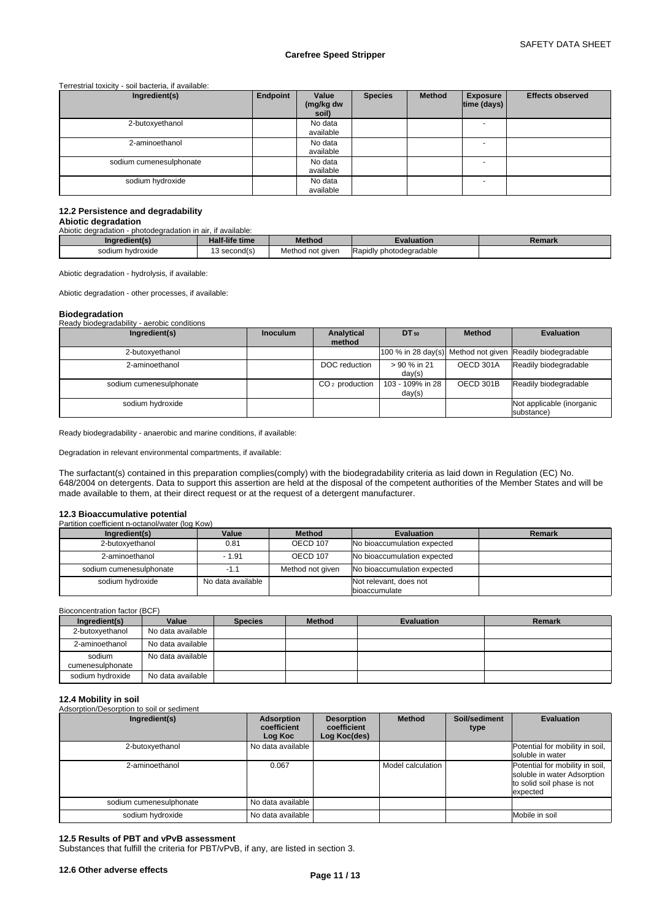Terrestrial toxicity - soil bacteria, if available:

| Ingredient(s) | Endpoint | Value (mg/kg dw soil) | Species | Method | Exposure time (days) | Effects observed |
|---|---|---|---|---|---|---|
| 2-butoxyethanol | | No data available | | | - | |
| 2-aminoethanol | | No data available | | | - | |
| sodium cumenesulphonate | | No data available | | | - | |
| sodium hydroxide | | No data available | | | - | |

### 12.2 Persistence and degradability

**Abiotic degradation**

Abiotic degradation - photodegradation in air, if available:

| Ingredient(s) | Half-life time | Method | Evaluation | Remark |
|---|---|---|---|---|
| sodium hydroxide | 13 second(s) | Method not given | Rapidly photodegradable | |

Abiotic degradation - hydrolysis, if available:

Abiotic degradation - other processes, if available:

**Biodegradation**

Ready biodegradability - aerobic conditions

| Ingredient(s) | Inoculum | Analytical method | $DT_{50}$ | Method | Evaluation |
|---|---|---|---|---|---|
| 2-butoxyethanol | | | 100 % in 28 day(s) | Method not given | Readily biodegradable |
| 2-aminoethanol | | DOC reduction | > 90 % in 21 day(s) | OECD 301A | Readily biodegradable |
| sodium cumenesulphonate | | $CO_2$ production | 103 - 109% in 28 day(s) | OECD 301B | Readily biodegradable |
| sodium hydroxide | | | | | Not applicable (inorganic substance) |

Ready biodegradability - anaerobic and marine conditions, if available:

Degradation in relevant environmental compartments, if available:

The surfactant(s) contained in this preparation complies(comply) with the biodegradability criteria as laid down in Regulation (EC) No. 648/2004 on detergents. Data to support this assertion are held at the disposal of the competent authorities of the Member States and will be made available to them, at their direct request or at the request of a detergent manufacturer.

### 12.3 Bioaccumulative potential

Partition coefficient n-octanol/water (log Kow)

| Ingredient(s) | Value | Method | Evaluation | Remark |
|---|---|---|---|---|
| 2-butoxyethanol | 0.81 | OECD 107 | No bioaccumulation expected | |
| 2-aminoethanol | - 1.91 | OECD 107 | No bioaccumulation expected | |
| sodium cumenesulphonate | -1.1 | Method not given | No bioaccumulation expected | |
| sodium hydroxide | No data available | | Not relevant, does not bioaccumulate | |

Bioconcentration factor (BCF)

| Ingredient(s) | Value | Species | Method | Evaluation | Remark |
|---|---|---|---|---|---|
| 2-butoxyethanol | No data available | | | | |
| 2-aminoethanol | No data available | | | | |
| sodium cumenesulphonate | No data available | | | | |
| sodium hydroxide | No data available | | | | |

### 12.4 Mobility in soil

Adsorption/Desorption to soil or sediment

| Ingredient(s) | Adsorption coefficient Log Koc | Desorption coefficient Log Koc(des) | Method | Soil/sediment type | Evaluation |
|---|---|---|---|---|---|
| 2-butoxyethanol | No data available | | | | Potential for mobility in soil, soluble in water |
| 2-aminoethanol | 0.067 | | Model calculation | | Potential for mobility in soil, soluble in water Adsorption to solid soil phase is not expected |
| sodium cumenesulphonate | No data available | | | | |
| sodium hydroxide | No data available | | | | Mobile in soil |

### 12.5 Results of PBT and vPvB assessment

Substances that fulfill the criteria for PBT/vPvB, if any, are listed in section 3.

### 12.6 Other adverse effects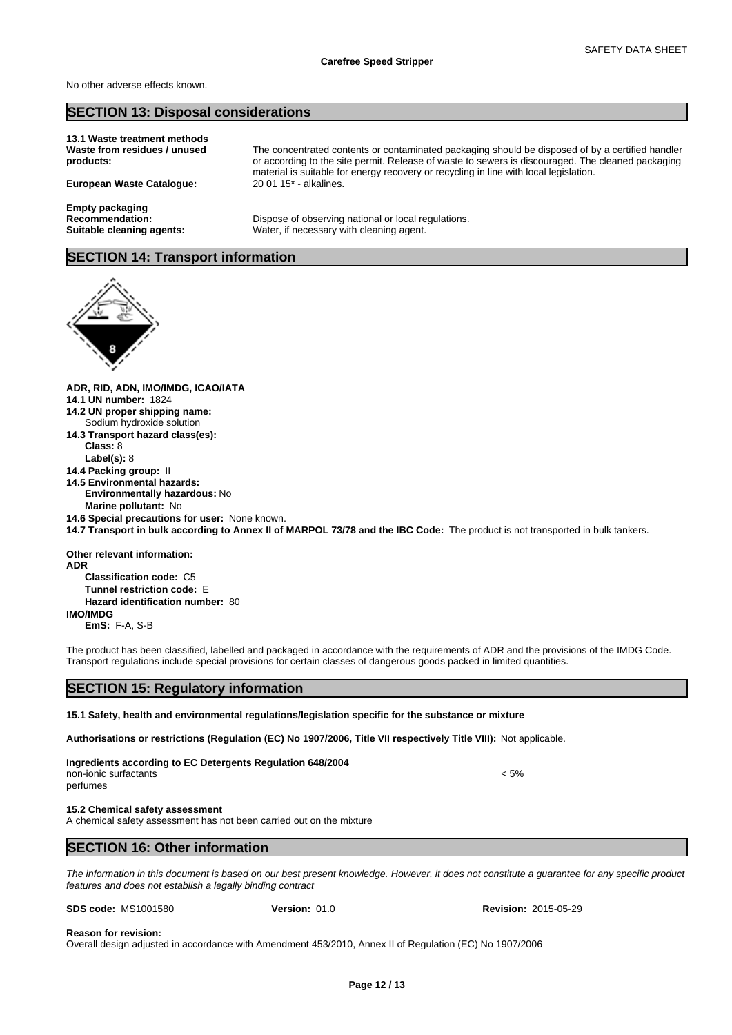No other adverse effects known.

## SECTION 13: Disposal considerations

**13.1 Waste treatment methods**

| | |
|---|---|
| **Waste from residues / unused products:** | The concentrated contents or contaminated packaging should be disposed of by a certified handler or according to the site permit. Release of waste to sewers is discouraged. The cleaned packaging material is suitable for energy recovery or recycling in line with local legislation. |
| **European Waste Catalogue:** | 20 01 15* - alkalines. |

**Empty packaging**

| | |
|---|---|
| **Recommendation:** | Dispose of observing national or local regulations. |
| **Suitable cleaning agents:** | Water, if necessary with cleaning agent. |

## SECTION 14: Transport information

**ADR, RID, ADN, IMO/IMDG, ICAO/IATA**

**14.1 UN number:** 1824

**14.2 UN proper shipping name:**
Sodium hydroxide solution

**14.3 Transport hazard class(es):**
**Class:** 8
**Label(s):** 8

**14.4 Packing group:** II

**14.5 Environmental hazards:**
**Environmentally hazardous:** No
**Marine pollutant:** No

**14.6 Special precautions for user:** None known.

**14.7 Transport in bulk according to Annex II of MARPOL 73/78 and the IBC Code:** The product is not transported in bulk tankers.

**Other relevant information:**

**ADR**
**Classification code:** C5
**Tunnel restriction code:** E
**Hazard identification number:** 80

**IMO/IMDG**
**EmS:** F-A, S-B

The product has been classified, labelled and packaged in accordance with the requirements of ADR and the provisions of the IMDG Code. Transport regulations include special provisions for certain classes of dangerous goods packed in limited quantities.

## SECTION 15: Regulatory information

**15.1 Safety, health and environmental regulations/legislation specific for the substance or mixture**

**Authorisations or restrictions (Regulation (EC) No 1907/2006, Title VII respectively Title VIII):** Not applicable.

**Ingredients according to EC Detergents Regulation 648/2004**

| | |
|---|---|
| non-ionic surfactants | < 5% |
| perfumes | |

**15.2 Chemical safety assessment**
A chemical safety assessment has not been carried out on the mixture

## SECTION 16: Other information

*The information in this document is based on our best present knowledge. However, it does not constitute a guarantee for any specific product features and does not establish a legally binding contract*

**SDS code:** MS1001580 **Version:** 01.0 **Revision:** 2015-05-29

**Reason for revision:**
Overall design adjusted in accordance with Amendment 453/2010, Annex II of Regulation (EC) No 1907/2006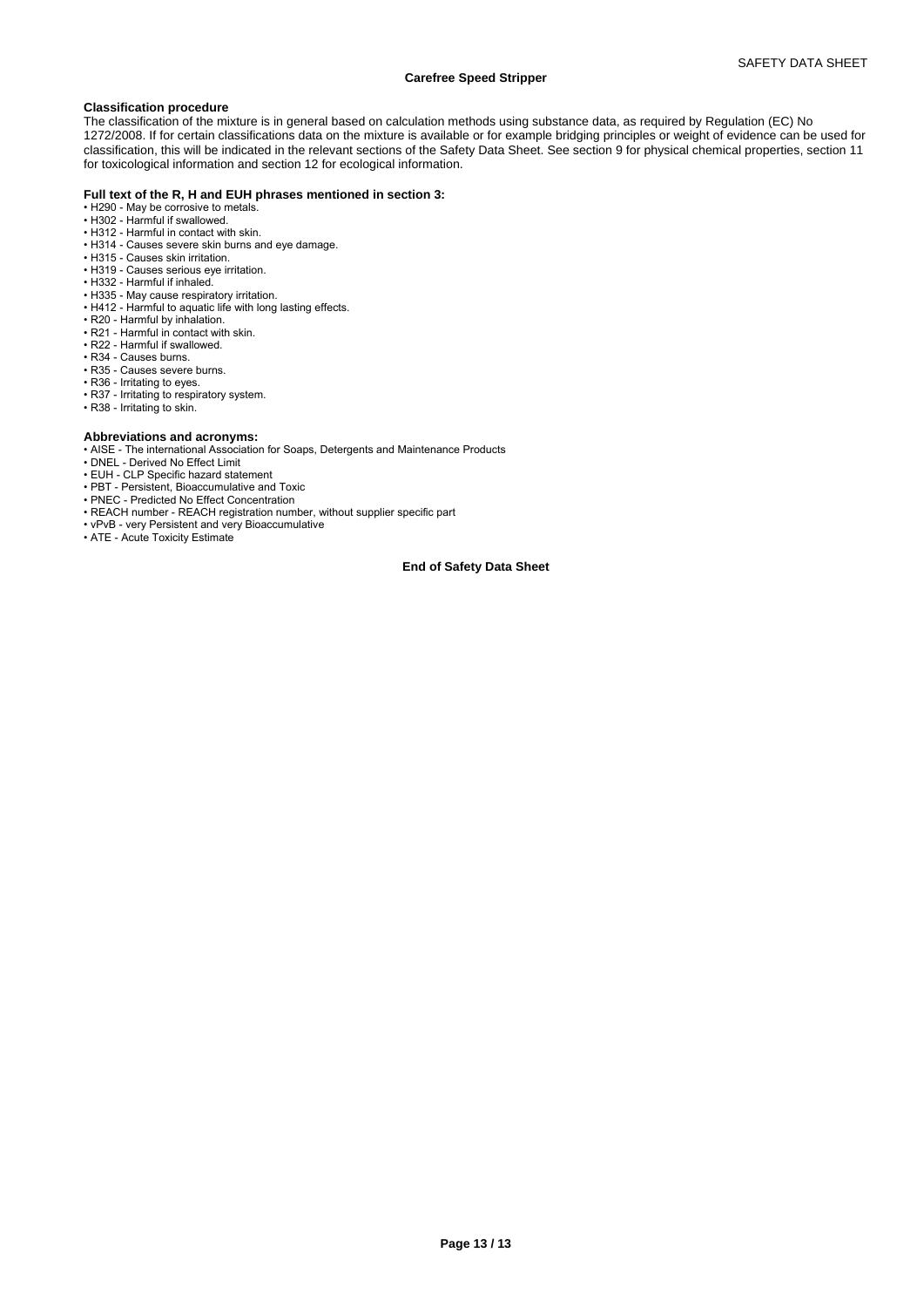### Classification procedure

The classification of the mixture is in general based on calculation methods using substance data, as required by Regulation (EC) No 1272/2008. If for certain classifications data on the mixture is available or for example bridging principles or weight of evidence can be used for classification, this will be indicated in the relevant sections of the Safety Data Sheet. See section 9 for physical chemical properties, section 11 for toxicological information and section 12 for ecological information.

### Full text of the R, H and EUH phrases mentioned in section 3:

- H290 - May be corrosive to metals.
- H302 - Harmful if swallowed.
- H312 - Harmful in contact with skin.
- H314 - Causes severe skin burns and eye damage.
- H315 - Causes skin irritation.
- H319 - Causes serious eye irritation.
- H332 - Harmful if inhaled.
- H335 - May cause respiratory irritation.
- H412 - Harmful to aquatic life with long lasting effects.
- R20 - Harmful by inhalation.
- R21 - Harmful in contact with skin.
- R22 - Harmful if swallowed.
- R34 - Causes burns.
- R35 - Causes severe burns.
- R36 - Irritating to eyes.
- R37 - Irritating to respiratory system.
- R38 - Irritating to skin.

### Abbreviations and acronyms:

- AISE - The international Association for Soaps, Detergents and Maintenance Products
- DNEL - Derived No Effect Limit
- EUH - CLP Specific hazard statement
- PBT - Persistent, Bioaccumulative and Toxic
- PNEC - Predicted No Effect Concentration
- REACH number - REACH registration number, without supplier specific part
- vPvB - very Persistent and very Bioaccumulative
- ATE - Acute Toxicity Estimate

**End of Safety Data Sheet**